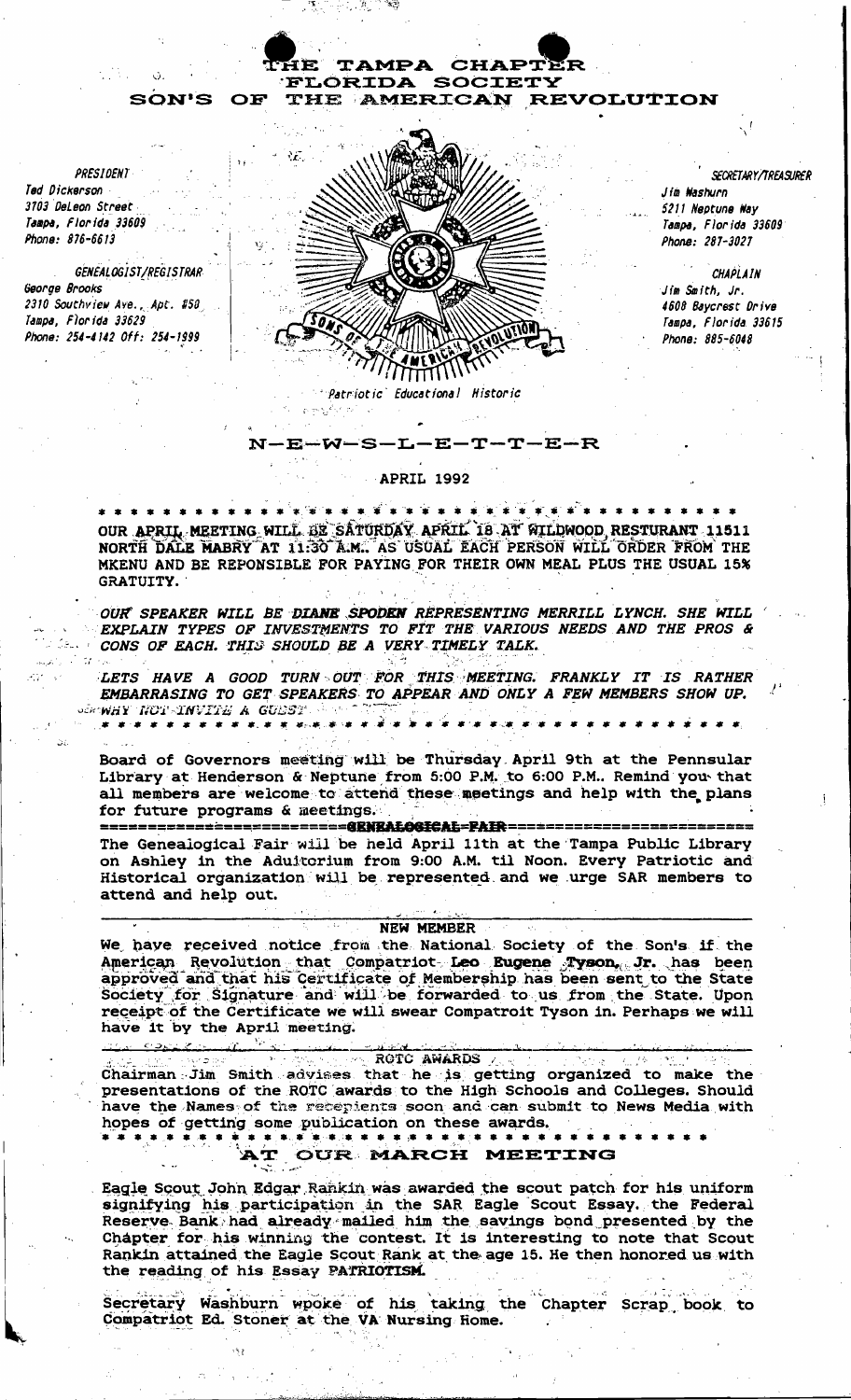# THE TAMPA CHAPTER
## FLORIDA SOCIETY
## SON'S OF THE AMERICAN REVOLUTION

*PRESIDENT*
*Ted Dickerson*
*3703 DeLeon Street*
*Tampa, Florida 33609*
*Phone: 876-6613*

*GENEALOGIST/REGISTRAR*
*George Brooks*
*2310 Southview Ave., Apt. #50*
*Tampa, Florida 33629*
*Phone: 254-4142 Off: 254-1999*

*SECRETARY/TREASURER*
*Jim Washurn*
*5211 Neptune Way*
*Tampa, Florida 33609*
*Phone: 287-3027*

*CHAPLAIN*
*Jim Smith, Jr.*
*4608 Baycrest Drive*
*Tampa, Florida 33615*
*Phone: 885-6048*

SONS OF THE AMERICAN REVOLUTION

*Patriotic Educational Historic*

## N-E-W-S-L-E-T-T-E-R

APRIL 1992

* * * * * * * * * * * * * * * * * * * * * * * * * * * * * * * * * * *

OUR APRIL MEETING WILL BE SATURDAY APRIL 18 AT WILDWOOD RESTURANT 11511 NORTH DALE MABRY AT 11:30 A.M.. AS USUAL EACH PERSON WILL ORDER FROM THE MKENU AND BE REPONSIBLE FOR PAYING FOR THEIR OWN MEAL PLUS THE USUAL 15% GRATUITY.

*OUR SPEAKER WILL BE **DIANE SPODEN** REPRESENTING MERRILL LYNCH. SHE WILL EXPLAIN TYPES OF INVESTMENTS TO FIT THE VARIOUS NEEDS AND THE PROS & CONS OF EACH. THIS SHOUDL BE A VERY TIMELY TALK.*

*LETS HAVE A GOOD TURN OUT FOR THIS MEETING. FRANKLY IT IS RATHER EMBARRASING TO GET SPEAKERS TO APPEAR AND ONLY A FEW MEMBERS SHOW UP. WHY NOT INVITE A GUEST*

* * * * * * * * * * * * * * * * * * * * * * * * * * * * * * * * * * *

Board of Governors meeting will be Thursday April 9th at the Pennsular Library at Henderson & Neptune from 5:00 P.M. to 6:00 P.M.. Remind you that all members are welcome to attend these meetings and help with the plans for future programs & meetings.

### GENEALOGICAL FAIR

The Genealogical Fair will be held April 11th at the Tampa Public Library on Ashley in the Aduitorium from 9:00 A.M. til Noon. Every Patriotic and Historical organization will be represented and we urge SAR members to attend and help out.

### NEW MEMBER

We have received notice from the National Society of the Son's if the American Revolution that Compatriot **Leo Eugene Tyson, Jr.** has been approved and that his Certificate of Membership has been sent to the State Society for Signature and will be forwarded to us from the State. Upon receipt of the Certificate we will swear Compatroit Tyson in. Perhaps we will have it by the April meeting.

### ROTC AWARDS

Chairman Jim Smith advises that he is getting organized to make the presentations of the ROTC awards to the High Schools and Colleges. Should have the Names of the recepients soon and can submit to News Media with hopes of getting some publication on these awards.

* * * * * * * * * * * * * * * * * * * * * * * * * * * * * * * * * * *

## AT OUR MARCH MEETING

Eagle Scout John Edgar Rankin was awarded the scout patch for his uniform signifying his participation in the SAR Eagle Scout Essay. the Federal Reserve Bank had already mailed him the savings bond presented by the Chapter for his winning the contest. It is interesting to note that Scout Rankin attained the Eagle Scout Rank at the age 15. He then honored us with the reading of his Essay **PATRIOTISM.**

Secretary Washburn wpoke of his taking the Chapter Scrap book to Compatriot Ed. Stoner at the VA Nursing Home.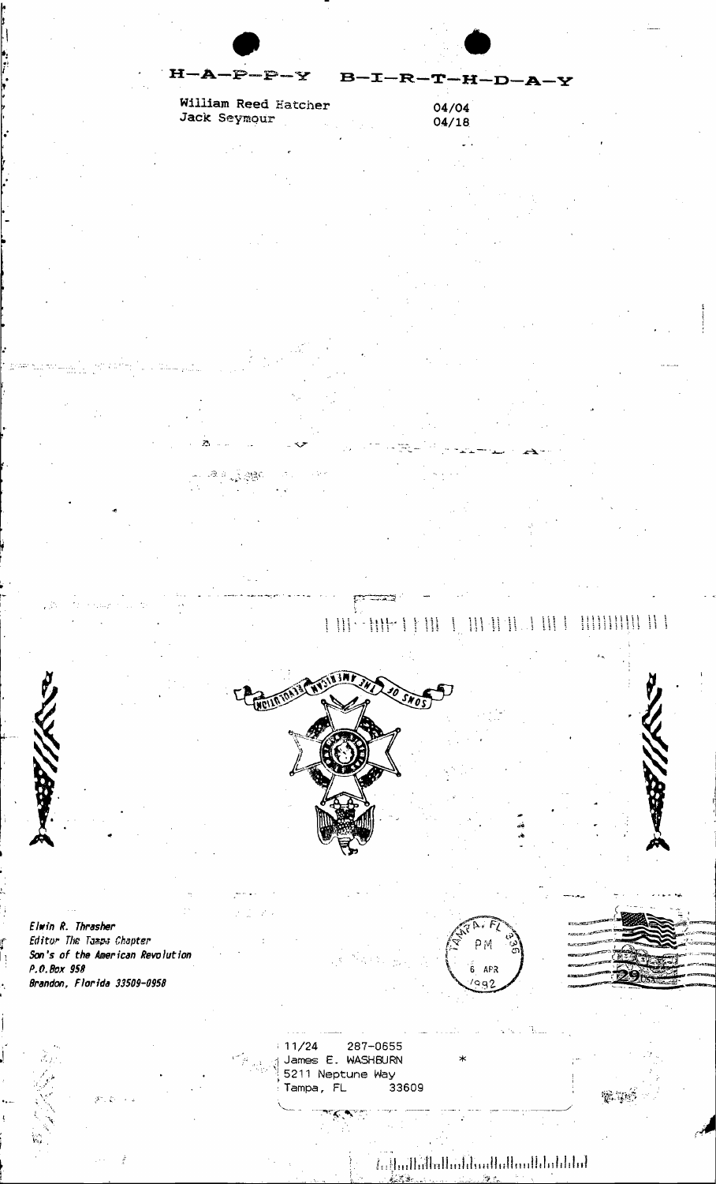# H-A-P-P-Y B-I-R-T-H-D-A-Y

| | |
|---|---|
| William Reed Hatcher | 04/04 |
| Jack Seymour | 04/18 |

SONS OF THE AMERICAN REVOLUTION

*Elwin R. Thrasher*
*Editor The Tampa Chapter*
*Son's of the American Revolution*
*P.O. Box 958*
*Brandon, Florida 33509-0958*

TAMPA, FL 336
PM
6 APR
1992

29 USA

11/24 287-0655
James E. WASHBURN *
5211 Neptune Way
Tampa, FL 33609